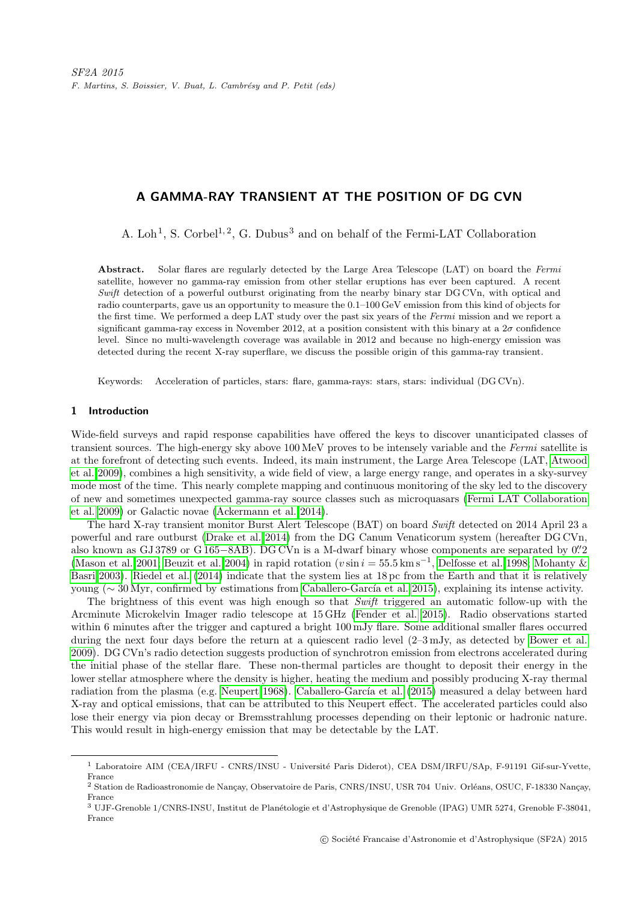SF2A 2015

F. Martins, S. Boissier, V. Buat, L. Cambrésy and P. Petit (eds)

# A GAMMA-RAY TRANSIENT AT THE POSITION OF DG CVN

A. Loh[1], S. Corbel[1,2], G. Dubus[3] and on behalf of the Fermi-LAT Collaboration

**Abstract.** Solar flares are regularly detected by the Large Area Telescope (LAT) on board the *Fermi* satellite, however no gamma-ray emission from other stellar eruptions has ever been captured. A recent *Swift* detection of a powerful outburst originating from the nearby binary star DG CVn, with optical and radio counterparts, gave us an opportunity to measure the 0.1–100 GeV emission from this kind of objects for the first time. We performed a deep LAT study over the past six years of the *Fermi* mission and we report a significant gamma-ray excess in November 2012, at a position consistent with this binary at a $2\sigma$ confidence level. Since no multi-wavelength coverage was available in 2012 and because no high-energy emission was detected during the recent X-ray superflare, we discuss the possible origin of this gamma-ray transient.

Keywords: Acceleration of particles, stars: flare, gamma-rays: stars, stars: individual (DG CVn).

## 1 Introduction

Wide-field surveys and rapid response capabilities have offered the keys to discover unanticipated classes of transient sources. The high-energy sky above 100 MeV proves to be intensely variable and the *Fermi* satellite is at the forefront of detecting such events. Indeed, its main instrument, the Large Area Telescope (LAT, Atwood et al. 2009), combines a high sensitivity, a wide field of view, a large energy range, and operates in a sky-survey mode most of the time. This nearly complete mapping and continuous monitoring of the sky led to the discovery of new and sometimes unexpected gamma-ray source classes such as microquasars (Fermi LAT Collaboration et al. 2009) or Galactic novae (Ackermann et al. 2014).

The hard X-ray transient monitor Burst Alert Telescope (BAT) on board *Swift* detected on 2014 April 23 a powerful and rare outburst (Drake et al. 2014) from the DG Canum Venaticorum system (hereafter DG CVn, also known as GJ 3789 or G 165−8AB). DG CVn is a M-dwarf binary whose components are separated by 0.″2 (Mason et al. 2001; Beuzit et al. 2004) in rapid rotation ($v \sin i = 55.5\,\mathrm{km\,s^{-1}}$, Delfosse et al. 1998; Mohanty & Basri 2003). Riedel et al. (2014) indicate that the system lies at 18 pc from the Earth and that it is relatively young ($\sim 30$ Myr, confirmed by estimations from Caballero-García et al. 2015), explaining its intense activity.

The brightness of this event was high enough so that *Swift* triggered an automatic follow-up with the Arcminute Microkelvin Imager radio telescope at 15 GHz (Fender et al. 2015). Radio observations started within 6 minutes after the trigger and captured a bright 100 mJy flare. Some additional smaller flares occurred during the next four days before the return at a quiescent radio level (2–3 mJy, as detected by Bower et al. 2009). DG CVn's radio detection suggests production of synchrotron emission from electrons accelerated during the initial phase of the stellar flare. These non-thermal particles are thought to deposit their energy in the lower stellar atmosphere where the density is higher, heating the medium and possibly producing X-ray thermal radiation from the plasma (e.g. Neupert 1968). Caballero-García et al. (2015) measured a delay between hard X-ray and optical emissions, that can be attributed to this Neupert effect. The accelerated particles could also lose their energy via pion decay or Bremsstrahlung processes depending on their leptonic or hadronic nature. This would result in high-energy emission that may be detectable by the LAT.

---

[1] Laboratoire AIM (CEA/IRFU - CNRS/INSU - Université Paris Diderot), CEA DSM/IRFU/SAp, F-91191 Gif-sur-Yvette, France

[2] Station de Radioastronomie de Nançay, Observatoire de Paris, CNRS/INSU, USR 704 Univ. Orléans, OSUC, F-18330 Nançay, France

[3] UJF-Grenoble 1/CNRS-INSU, Institut de Planétologie et d'Astrophysique de Grenoble (IPAG) UMR 5274, Grenoble F-38041, France

© Société Francaise d'Astronomie et d'Astrophysique (SF2A) 2015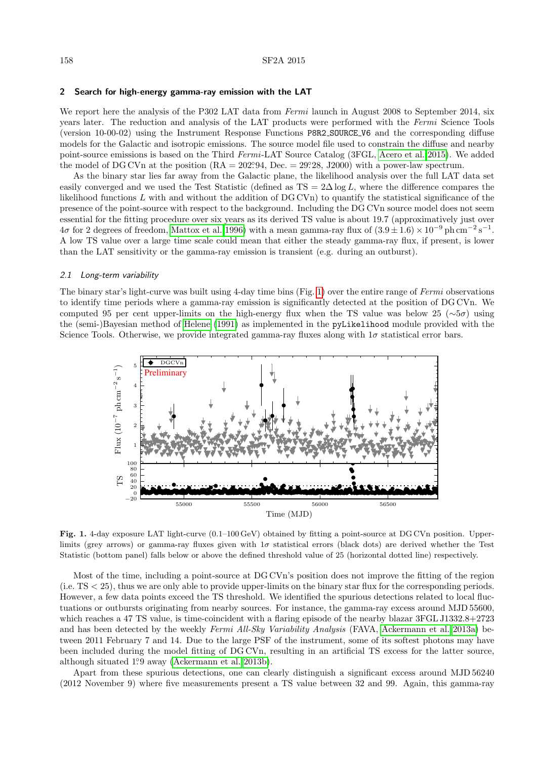## 2 Search for high-energy gamma-ray emission with the LAT

We report here the analysis of the P302 LAT data from *Fermi* launch in August 2008 to September 2014, six years later. The reduction and analysis of the LAT products were performed with the *Fermi* Science Tools (version 10-00-02) using the Instrument Response Functions P8R2_SOURCE_V6 and the corresponding diffuse models for the Galactic and isotropic emissions. The source model file used to constrain the diffuse and nearby point-source emissions is based on the Third *Fermi*-LAT Source Catalog (3FGL, Acero et al. 2015). We added the model of DG CVn at the position (RA = 202.°94, Dec. = 29.°28, J2000) with a power-law spectrum.

As the binary star lies far away from the Galactic plane, the likelihood analysis over the full LAT data set easily converged and we used the Test Statistic (defined as $\mathrm{TS} = 2\Delta \log L$, where the difference compares the likelihood functions $L$ with and without the addition of DG CVn) to quantify the statistical significance of the presence of the point-source with respect to the background. Including the DG CVn source model does not seem essential for the fitting procedure over six years as its derived TS value is about 19.7 (approximatively just over $4\sigma$ for 2 degrees of freedom, Mattox et al. 1996) with a mean gamma-ray flux of $(3.9 \pm 1.6) \times 10^{-9}\,\mathrm{ph\,cm^{-2}\,s^{-1}}$. A low TS value over a large time scale could mean that either the steady gamma-ray flux, if present, is lower than the LAT sensitivity or the gamma-ray emission is transient (e.g. during an outburst).

### 2.1 Long-term variability

The binary star's light-curve was built using 4-day time bins (Fig. 1) over the entire range of *Fermi* observations to identify time periods where a gamma-ray emission is significantly detected at the position of DG CVn. We computed 95 per cent upper-limits on the high-energy flux when the TS value was below 25 ($\sim 5\sigma$) using the (semi-)Bayesian method of Helene (1991) as implemented in the pyLikelihood module provided with the Science Tools. Otherwise, we provide integrated gamma-ray fluxes along with $1\sigma$ statistical error bars.

**Fig. 1.** 4-day exposure LAT light-curve (0.1–100 GeV) obtained by fitting a point-source at DG CVn position. Upper-limits (grey arrows) or gamma-ray fluxes given with $1\sigma$ statistical errors (black dots) are derived whether the Test Statistic (bottom panel) falls below or above the defined threshold value of 25 (horizontal dotted line) respectively.

Most of the time, including a point-source at DG CVn's position does not improve the fitting of the region (i.e. $\mathrm{TS} < 25$), thus we are only able to provide upper-limits on the binary star flux for the corresponding periods. However, a few data points exceed the TS threshold. We identified the spurious detections related to local fluctuations or outbursts originating from nearby sources. For instance, the gamma-ray excess around MJD 55600, which reaches a 47 TS value, is time-coincident with a flaring episode of the nearby blazar 3FGL J1332.8+2723 and has been detected by the weekly *Fermi All-Sky Variability Analysis* (FAVA, Ackermann et al. 2013a) between 2011 February 7 and 14. Due to the large PSF of the instrument, some of its softest photons may have been included during the model fitting of DG CVn, resulting in an artificial TS excess for the latter source, although situated 1.°9 away (Ackermann et al. 2013b).

Apart from these spurious detections, one can clearly distinguish a significant excess around MJD 56240 (2012 November 9) where five measurements present a TS value between 32 and 99. Again, this gamma-ray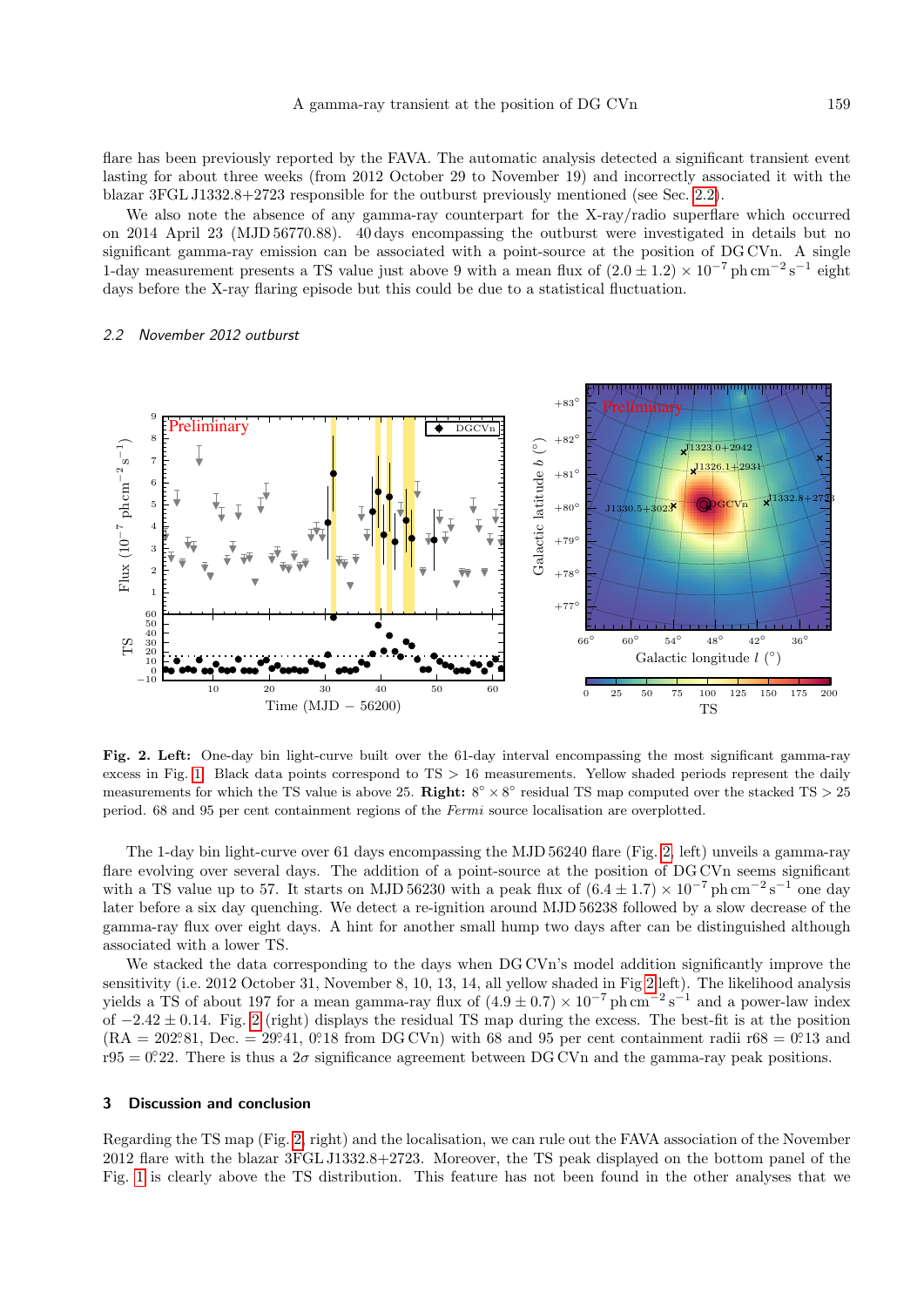flare has been previously reported by the FAVA. The automatic analysis detected a significant transient event lasting for about three weeks (from 2012 October 29 to November 19) and incorrectly associated it with the blazar 3FGL J1332.8+2723 responsible for the outburst previously mentioned (see Sec. 2.2).

We also note the absence of any gamma-ray counterpart for the X-ray/radio superflare which occurred on 2014 April 23 (MJD 56770.88). 40 days encompassing the outburst were investigated in details but no significant gamma-ray emission can be associated with a point-source at the position of DG CVn. A single 1-day measurement presents a TS value just above 9 with a mean flux of $(2.0 \pm 1.2) \times 10^{-7}\,\mathrm{ph\,cm^{-2}\,s^{-1}}$ eight days before the X-ray flaring episode but this could be due to a statistical fluctuation.

### 2.2 November 2012 outburst

**Fig. 2. Left:** One-day bin light-curve built over the 61-day interval encompassing the most significant gamma-ray excess in Fig. 1. Black data points correspond to TS > 16 measurements. Yellow shaded periods represent the daily measurements for which the TS value is above 25. **Right:** $8^\circ \times 8^\circ$ residual TS map computed over the stacked TS > 25 period. 68 and 95 per cent containment regions of the *Fermi* source localisation are overplotted.

The 1-day bin light-curve over 61 days encompassing the MJD 56240 flare (Fig. 2, left) unveils a gamma-ray flare evolving over several days. The addition of a point-source at the position of DG CVn seems significant with a TS value up to 57. It starts on MJD 56230 with a peak flux of $(6.4 \pm 1.7) \times 10^{-7}\,\mathrm{ph\,cm^{-2}\,s^{-1}}$ one day later before a six day quenching. We detect a re-ignition around MJD 56238 followed by a slow decrease of the gamma-ray flux over eight days. A hint for another small hump two days after can be distinguished although associated with a lower TS.

We stacked the data corresponding to the days when DG CVn's model addition significantly improve the sensitivity (i.e. 2012 October 31, November 8, 10, 13, 14, all yellow shaded in Fig 2 left). The likelihood analysis yields a TS of about 197 for a mean gamma-ray flux of $(4.9 \pm 0.7) \times 10^{-7}\,\mathrm{ph\,cm^{-2}\,s^{-1}}$ and a power-law index of $-2.42 \pm 0.14$. Fig. 2 (right) displays the residual TS map during the excess. The best-fit is at the position (RA = $202.^\circ81$, Dec. = $29.^\circ41$, $0.^\circ18$ from DG CVn) with 68 and 95 per cent containment radii r68 = $0.^\circ13$ and r95 = $0.^\circ22$. There is thus a $2\sigma$ significance agreement between DG CVn and the gamma-ray peak positions.

## 3 Discussion and conclusion

Regarding the TS map (Fig. 2, right) and the localisation, we can rule out the FAVA association of the November 2012 flare with the blazar 3FGL J1332.8+2723. Moreover, the TS peak displayed on the bottom panel of the Fig. 1 is clearly above the TS distribution. This feature has not been found in the other analyses that we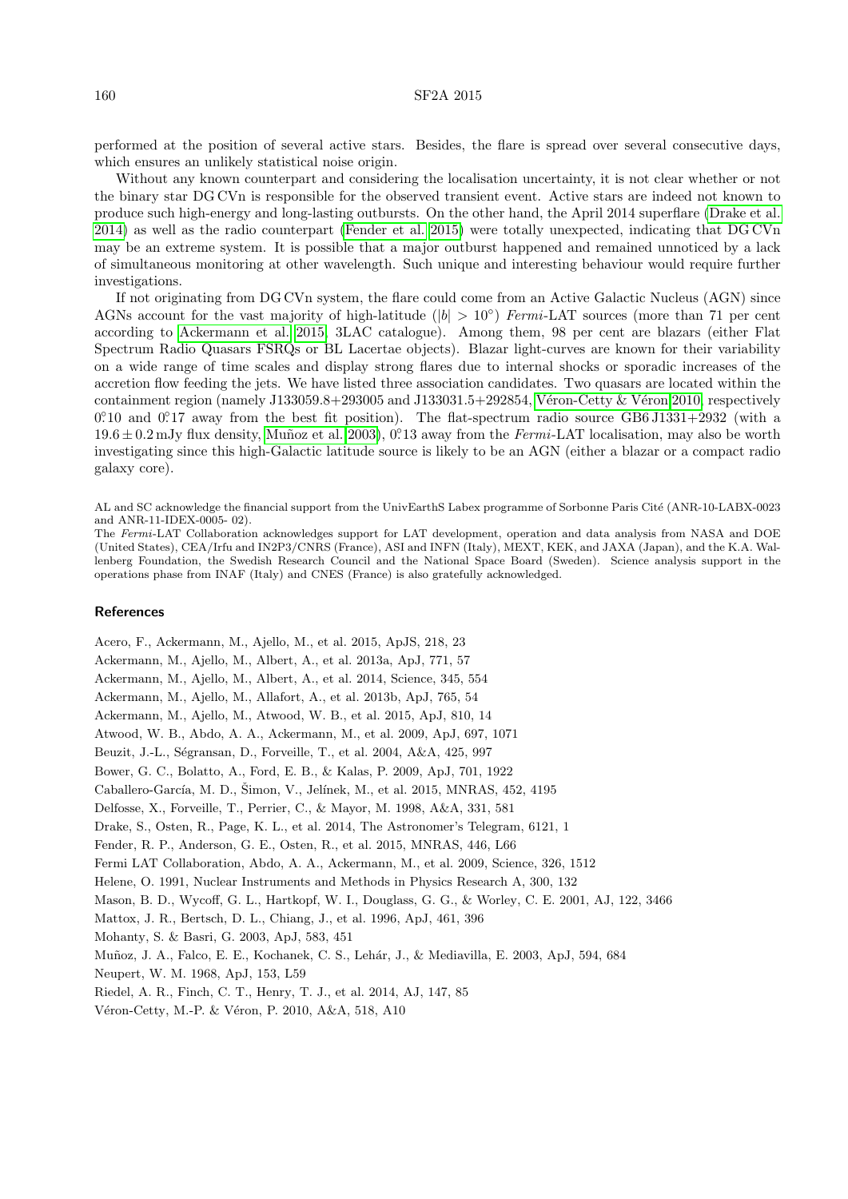performed at the position of several active stars. Besides, the flare is spread over several consecutive days, which ensures an unlikely statistical noise origin.

Without any known counterpart and considering the localisation uncertainty, it is not clear whether or not the binary star DG CVn is responsible for the observed transient event. Active stars are indeed not known to produce such high-energy and long-lasting outbursts. On the other hand, the April 2014 superflare (Drake et al. 2014) as well as the radio counterpart (Fender et al. 2015) were totally unexpected, indicating that DG CVn may be an extreme system. It is possible that a major outburst happened and remained unnoticed by a lack of simultaneous monitoring at other wavelength. Such unique and interesting behaviour would require further investigations.

If not originating from DG CVn system, the flare could come from an Active Galactic Nucleus (AGN) since AGNs account for the vast majority of high-latitude ($|b| > 10^{\circ}$) *Fermi*-LAT sources (more than 71 per cent according to Ackermann et al. 2015, 3LAC catalogue). Among them, 98 per cent are blazars (either Flat Spectrum Radio Quasars FSRQs or BL Lacertae objects). Blazar light-curves are known for their variability on a wide range of time scales and display strong flares due to internal shocks or sporadic increases of the accretion flow feeding the jets. We have listed three association candidates. Two quasars are located within the containment region (namely J133059.8+293005 and J133031.5+292854, Véron-Cetty & Véron 2010) respectively $0.^{\circ}10$ and $0.^{\circ}17$ away from the best fit position). The flat-spectrum radio source GB6 J1331+2932 (with a $19.6 \pm 0.2$ mJy flux density, Muñoz et al. 2003), $0.^{\circ}13$ away from the *Fermi*-LAT localisation, may also be worth investigating since this high-Galactic latitude source is likely to be an AGN (either a blazar or a compact radio galaxy core).

AL and SC acknowledge the financial support from the UnivEarthS Labex programme of Sorbonne Paris Cité (ANR-10-LABX-0023 and ANR-11-IDEX-0005- 02).

The *Fermi*-LAT Collaboration acknowledges support for LAT development, operation and data analysis from NASA and DOE (United States), CEA/Irfu and IN2P3/CNRS (France), ASI and INFN (Italy), MEXT, KEK, and JAXA (Japan), and the K.A. Wallenberg Foundation, the Swedish Research Council and the National Space Board (Sweden). Science analysis support in the operations phase from INAF (Italy) and CNES (France) is also gratefully acknowledged.

## References

Acero, F., Ackermann, M., Ajello, M., et al. 2015, ApJS, 218, 23

Ackermann, M., Ajello, M., Albert, A., et al. 2013a, ApJ, 771, 57

Ackermann, M., Ajello, M., Albert, A., et al. 2014, Science, 345, 554

Ackermann, M., Ajello, M., Allafort, A., et al. 2013b, ApJ, 765, 54

Ackermann, M., Ajello, M., Atwood, W. B., et al. 2015, ApJ, 810, 14

Atwood, W. B., Abdo, A. A., Ackermann, M., et al. 2009, ApJ, 697, 1071

Beuzit, J.-L., Ségransan, D., Forveille, T., et al. 2004, A&A, 425, 997

Bower, G. C., Bolatto, A., Ford, E. B., & Kalas, P. 2009, ApJ, 701, 1922

Caballero-García, M. D., Šimon, V., Jelínek, M., et al. 2015, MNRAS, 452, 4195

Delfosse, X., Forveille, T., Perrier, C., & Mayor, M. 1998, A&A, 331, 581

Drake, S., Osten, R., Page, K. L., et al. 2014, The Astronomer's Telegram, 6121, 1

Fender, R. P., Anderson, G. E., Osten, R., et al. 2015, MNRAS, 446, L66

Fermi LAT Collaboration, Abdo, A. A., Ackermann, M., et al. 2009, Science, 326, 1512

Helene, O. 1991, Nuclear Instruments and Methods in Physics Research A, 300, 132

Mason, B. D., Wycoff, G. L., Hartkopf, W. I., Douglass, G. G., & Worley, C. E. 2001, AJ, 122, 3466

Mattox, J. R., Bertsch, D. L., Chiang, J., et al. 1996, ApJ, 461, 396

Mohanty, S. & Basri, G. 2003, ApJ, 583, 451

Muñoz, J. A., Falco, E. E., Kochanek, C. S., Lehár, J., & Mediavilla, E. 2003, ApJ, 594, 684

Neupert, W. M. 1968, ApJ, 153, L59

Riedel, A. R., Finch, C. T., Henry, T. J., et al. 2014, AJ, 147, 85

Véron-Cetty, M.-P. & Véron, P. 2010, A&A, 518, A10